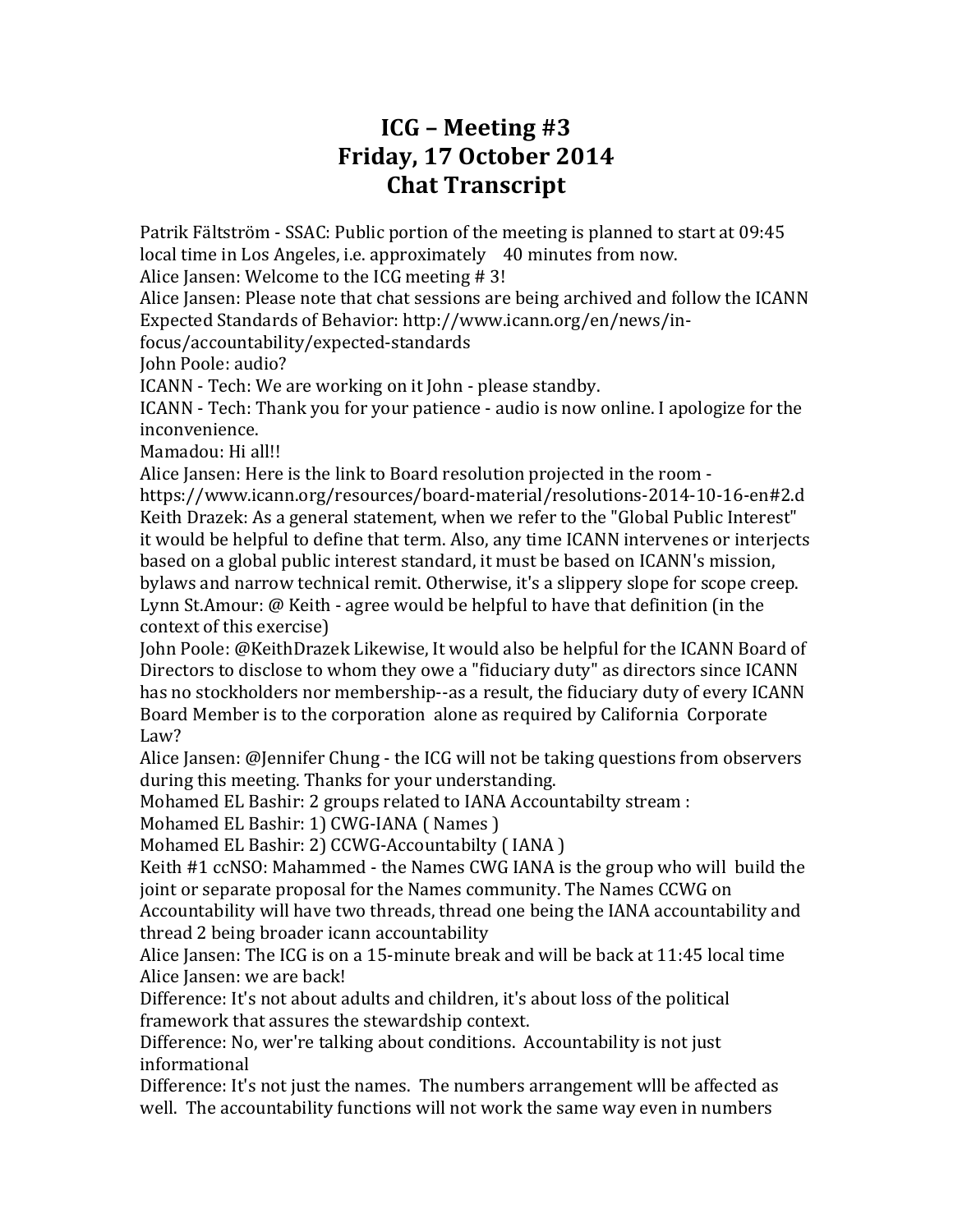# ICG – Meeting #3
# Friday, 17 October 2014
# Chat Transcript

Patrik Fältström - SSAC: Public portion of the meeting is planned to start at 09:45 local time in Los Angeles, i.e. approximately 40 minutes from now.

Alice Jansen: Welcome to the ICG meeting # 3!

Alice Jansen: Please note that chat sessions are being archived and follow the ICANN Expected Standards of Behavior: http://www.icann.org/en/news/in-focus/accountability/expected-standards

John Poole: audio?

ICANN - Tech: We are working on it John - please standby.

ICANN - Tech: Thank you for your patience - audio is now online. I apologize for the inconvenience.

Mamadou: Hi all!!

Alice Jansen: Here is the link to Board resolution projected in the room - https://www.icann.org/resources/board-material/resolutions-2014-10-16-en#2.d

Keith Drazek: As a general statement, when we refer to the "Global Public Interest" it would be helpful to define that term. Also, any time ICANN intervenes or interjects based on a global public interest standard, it must be based on ICANN's mission, bylaws and narrow technical remit. Otherwise, it's a slippery slope for scope creep.

Lynn St.Amour: @ Keith - agree would be helpful to have that definition (in the context of this exercise)

John Poole: @KeithDrazek Likewise, It would also be helpful for the ICANN Board of Directors to disclose to whom they owe a "fiduciary duty" as directors since ICANN has no stockholders nor membership--as a result, the fiduciary duty of every ICANN Board Member is to the corporation alone as required by California Corporate Law?

Alice Jansen: @Jennifer Chung - the ICG will not be taking questions from observers during this meeting. Thanks for your understanding.

Mohamed EL Bashir: 2 groups related to IANA Accountabilty stream :

Mohamed EL Bashir: 1) CWG-IANA ( Names )

Mohamed EL Bashir: 2) CCWG-Accountabilty ( IANA )

Keith #1 ccNSO: Mahammed - the Names CWG IANA is the group who will build the joint or separate proposal for the Names community. The Names CCWG on Accountability will have two threads, thread one being the IANA accountability and thread 2 being broader icann accountability

Alice Jansen: The ICG is on a 15-minute break and will be back at 11:45 local time

Alice Jansen: we are back!

Difference: It's not about adults and children, it's about loss of the political framework that assures the stewardship context.

Difference: No, wer're talking about conditions. Accountability is not just informational

Difference: It's not just the names. The numbers arrangement wlll be affected as well. The accountability functions will not work the same way even in numbers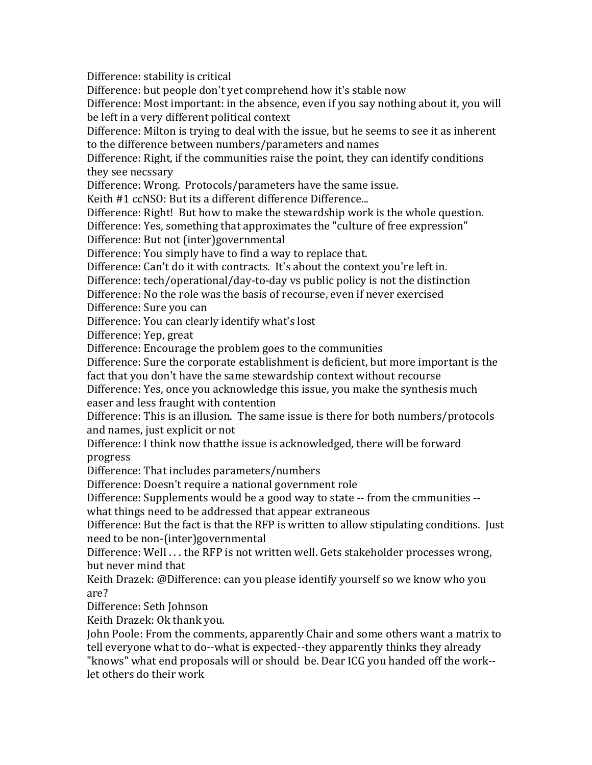Difference: stability is critical

Difference: but people don't yet comprehend how it's stable now

Difference: Most important: in the absence, even if you say nothing about it, you will be left in a very different political context

Difference: Milton is trying to deal with the issue, but he seems to see it as inherent to the difference between numbers/parameters and names

Difference: Right, if the communities raise the point, they can identify conditions they see necssary

Difference: Wrong. Protocols/parameters have the same issue.

Keith #1 ccNSO: But its a different difference Difference...

Difference: Right! But how to make the stewardship work is the whole question.

Difference: Yes, something that approximates the "culture of free expression"

Difference: But not (inter)governmental

Difference: You simply have to find a way to replace that.

Difference: Can't do it with contracts. It's about the context you're left in.

Difference: tech/operational/day-to-day vs public policy is not the distinction

Difference: No the role was the basis of recourse, even if never exercised

Difference: Sure you can

Difference: You can clearly identify what's lost

Difference: Yep, great

Difference: Encourage the problem goes to the communities

Difference: Sure the corporate establishment is deficient, but more important is the fact that you don't have the same stewardship context without recourse

Difference: Yes, once you acknowledge this issue, you make the synthesis much easer and less fraught with contention

Difference: This is an illusion. The same issue is there for both numbers/protocols and names, just explicit or not

Difference: I think now thatthe issue is acknowledged, there will be forward progress

Difference: That includes parameters/numbers

Difference: Doesn't require a national government role

Difference: Supplements would be a good way to state -- from the cmmunities -- what things need to be addressed that appear extraneous

Difference: But the fact is that the RFP is written to allow stipulating conditions. Just need to be non-(inter)governmental

Difference: Well . . . the RFP is not written well. Gets stakeholder processes wrong, but never mind that

Keith Drazek: @Difference: can you please identify yourself so we know who you are?

Difference: Seth Johnson

Keith Drazek: Ok thank you.

John Poole: From the comments, apparently Chair and some others want a matrix to tell everyone what to do--what is expected--they apparently thinks they already "knows" what end proposals will or should be. Dear ICG you handed off the work--let others do their work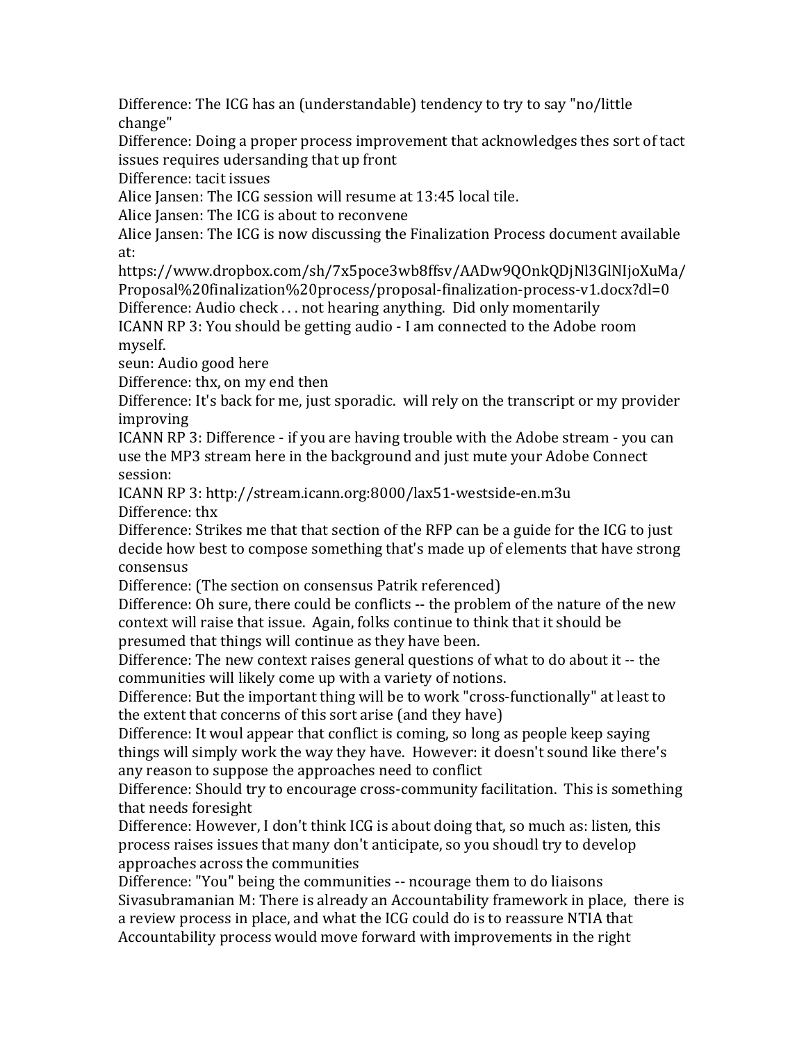Difference: The ICG has an (understandable) tendency to try to say "no/little change"
Difference: Doing a proper process improvement that acknowledges thes sort of tact issues requires udersanding that up front
Difference: tacit issues
Alice Jansen: The ICG session will resume at 13:45 local tile.
Alice Jansen: The ICG is about to reconvene
Alice Jansen: The ICG is now discussing the Finalization Process document available at:
https://www.dropbox.com/sh/7x5poce3wb8ffsv/AADw9QOnkQDjNl3GlNIjoXuMa/Proposal%20finalization%20process/proposal-finalization-process-v1.docx?dl=0
Difference: Audio check . . . not hearing anything. Did only momentarily
ICANN RP 3: You should be getting audio - I am connected to the Adobe room myself.
seun: Audio good here
Difference: thx, on my end then
Difference: It's back for me, just sporadic. will rely on the transcript or my provider improving
ICANN RP 3: Difference - if you are having trouble with the Adobe stream - you can use the MP3 stream here in the background and just mute your Adobe Connect session:
ICANN RP 3: http://stream.icann.org:8000/lax51-westside-en.m3u
Difference: thx
Difference: Strikes me that that section of the RFP can be a guide for the ICG to just decide how best to compose something that's made up of elements that have strong consensus
Difference: (The section on consensus Patrik referenced)
Difference: Oh sure, there could be conflicts -- the problem of the nature of the new context will raise that issue. Again, folks continue to think that it should be presumed that things will continue as they have been.
Difference: The new context raises general questions of what to do about it -- the communities will likely come up with a variety of notions.
Difference: But the important thing will be to work "cross-functionally" at least to the extent that concerns of this sort arise (and they have)
Difference: It woul appear that conflict is coming, so long as people keep saying things will simply work the way they have. However: it doesn't sound like there's any reason to suppose the approaches need to conflict
Difference: Should try to encourage cross-community facilitation. This is something that needs foresight
Difference: However, I don't think ICG is about doing that, so much as: listen, this process raises issues that many don't anticipate, so you shoudl try to develop approaches across the communities
Difference: "You" being the communities -- ncourage them to do liaisons
Sivasubramanian M: There is already an Accountability framework in place, there is a review process in place, and what the ICG could do is to reassure NTIA that Accountability process would move forward with improvements in the right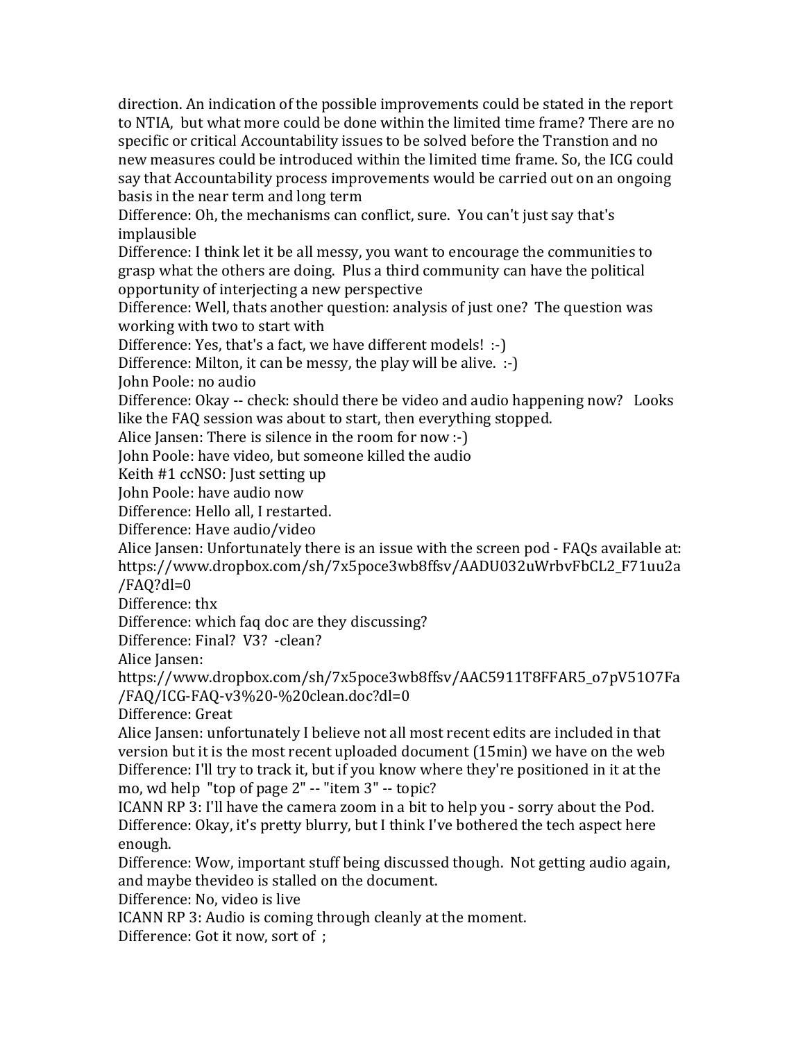direction. An indication of the possible improvements could be stated in the report to NTIA, but what more could be done within the limited time frame? There are no specific or critical Accountability issues to be solved before the Transtion and no new measures could be introduced within the limited time frame. So, the ICG could say that Accountability process improvements would be carried out on an ongoing basis in the near term and long term

Difference: Oh, the mechanisms can conflict, sure. You can't just say that's implausible

Difference: I think let it be all messy, you want to encourage the communities to grasp what the others are doing. Plus a third community can have the political opportunity of interjecting a new perspective

Difference: Well, thats another question: analysis of just one? The question was working with two to start with

Difference: Yes, that's a fact, we have different models! :-)

Difference: Milton, it can be messy, the play will be alive. :-)

John Poole: no audio

Difference: Okay -- check: should there be video and audio happening now? Looks like the FAQ session was about to start, then everything stopped.

Alice Jansen: There is silence in the room for now :-)

John Poole: have video, but someone killed the audio

Keith #1 ccNSO: Just setting up

John Poole: have audio now

Difference: Hello all, I restarted.

Difference: Have audio/video

Alice Jansen: Unfortunately there is an issue with the screen pod - FAQs available at: https://www.dropbox.com/sh/7x5poce3wb8ffsv/AADU032uWrbvFbCL2_F71uu2a/FAQ?dl=0

Difference: thx

Difference: which faq doc are they discussing?

Difference: Final? V3? -clean?

Alice Jansen: https://www.dropbox.com/sh/7x5poce3wb8ffsv/AAC5911T8FFAR5_o7pV51O7Fa/FAQ/ICG-FAQ-v3%20-%20clean.doc?dl=0

Difference: Great

Alice Jansen: unfortunately I believe not all most recent edits are included in that version but it is the most recent uploaded document (15min) we have on the web

Difference: I'll try to track it, but if you know where they're positioned in it at the mo, wd help "top of page 2" -- "item 3" -- topic?

ICANN RP 3: I'll have the camera zoom in a bit to help you - sorry about the Pod.

Difference: Okay, it's pretty blurry, but I think I've bothered the tech aspect here enough.

Difference: Wow, important stuff being discussed though. Not getting audio again, and maybe thevideo is stalled on the document.

Difference: No, video is live

ICANN RP 3: Audio is coming through cleanly at the moment.

Difference: Got it now, sort of ;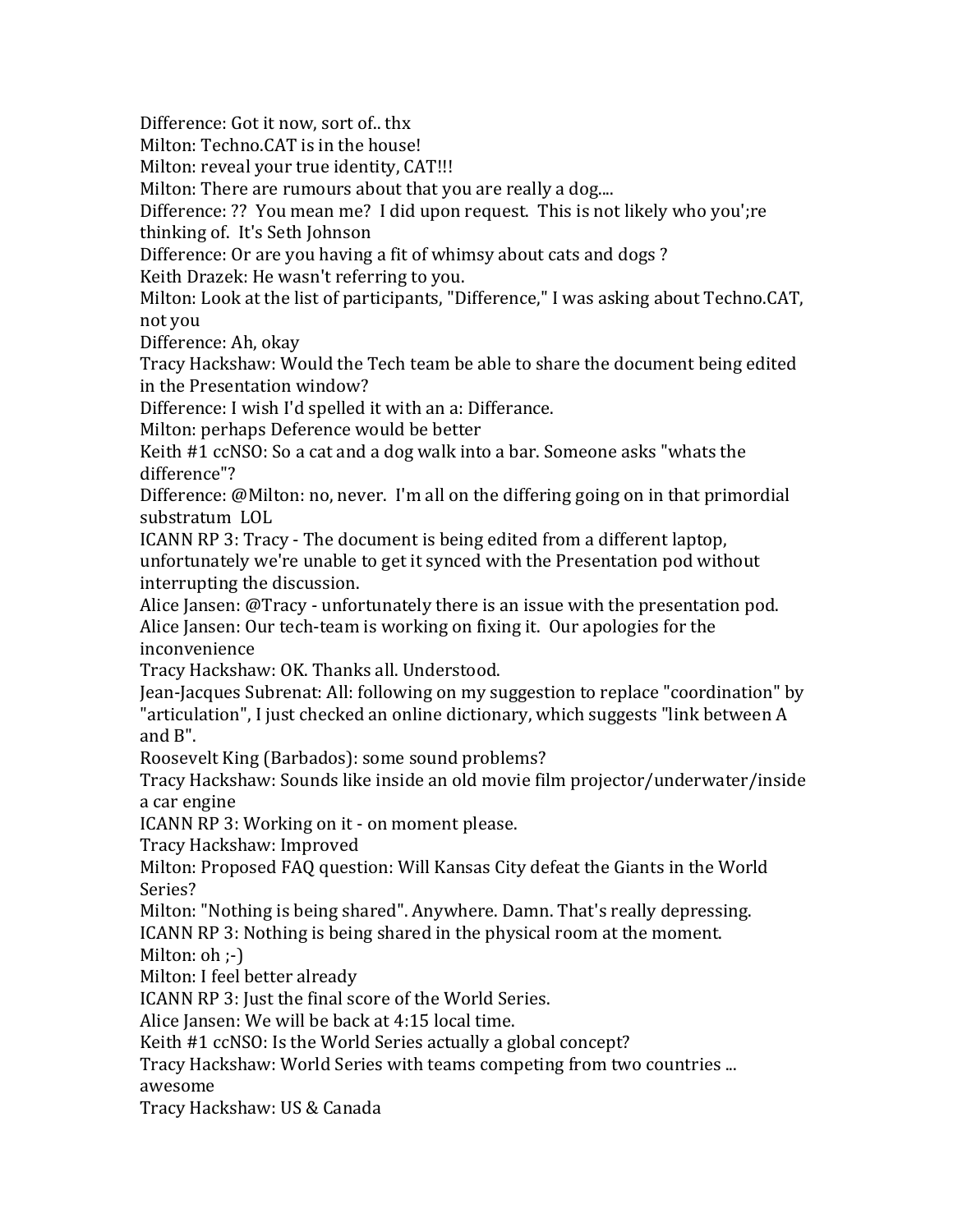Difference: Got it now, sort of.. thx
Milton: Techno.CAT is in the house!
Milton: reveal your true identity, CAT!!!
Milton: There are rumours about that you are really a dog....
Difference: ?? You mean me? I did upon request. This is not likely who you';re thinking of. It's Seth Johnson
Difference: Or are you having a fit of whimsy about cats and dogs ?
Keith Drazek: He wasn't referring to you.
Milton: Look at the list of participants, "Difference," I was asking about Techno.CAT, not you
Difference: Ah, okay
Tracy Hackshaw: Would the Tech team be able to share the document being edited in the Presentation window?
Difference: I wish I'd spelled it with an a: Differance.
Milton: perhaps Deference would be better
Keith #1 ccNSO: So a cat and a dog walk into a bar. Someone asks "whats the difference"?
Difference: @Milton: no, never. I'm all on the differing going on in that primordial substratum LOL
ICANN RP 3: Tracy - The document is being edited from a different laptop, unfortunately we're unable to get it synced with the Presentation pod without interrupting the discussion.
Alice Jansen: @Tracy - unfortunately there is an issue with the presentation pod.
Alice Jansen: Our tech-team is working on fixing it. Our apologies for the inconvenience
Tracy Hackshaw: OK. Thanks all. Understood.
Jean-Jacques Subrenat: All: following on my suggestion to replace "coordination" by "articulation", I just checked an online dictionary, which suggests "link between A and B".
Roosevelt King (Barbados): some sound problems?
Tracy Hackshaw: Sounds like inside an old movie film projector/underwater/inside a car engine
ICANN RP 3: Working on it - on moment please.
Tracy Hackshaw: Improved
Milton: Proposed FAQ question: Will Kansas City defeat the Giants in the World Series?
Milton: "Nothing is being shared". Anywhere. Damn. That's really depressing.
ICANN RP 3: Nothing is being shared in the physical room at the moment.
Milton: oh ;-)
Milton: I feel better already
ICANN RP 3: Just the final score of the World Series.
Alice Jansen: We will be back at 4:15 local time.
Keith #1 ccNSO: Is the World Series actually a global concept?
Tracy Hackshaw: World Series with teams competing from two countries ... awesome
Tracy Hackshaw: US & Canada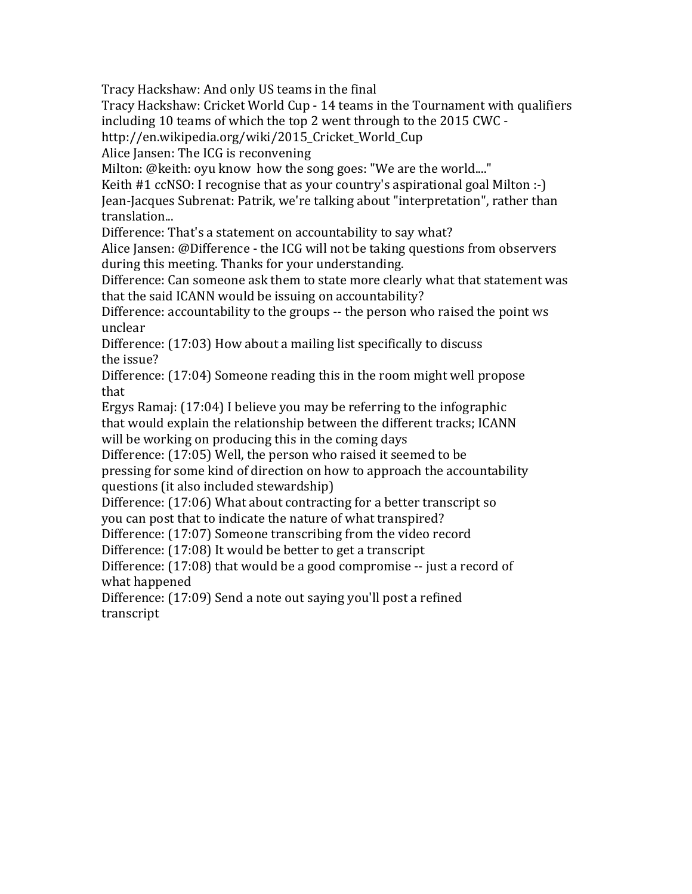Tracy Hackshaw: And only US teams in the final
Tracy Hackshaw: Cricket World Cup - 14 teams in the Tournament with qualifiers including 10 teams of which the top 2 went through to the 2015 CWC - http://en.wikipedia.org/wiki/2015_Cricket_World_Cup
Alice Jansen: The ICG is reconvening
Milton: @keith: oyu know how the song goes: "We are the world...."
Keith #1 ccNSO: I recognise that as your country's aspirational goal Milton :-)
Jean-Jacques Subrenat: Patrik, we're talking about "interpretation", rather than translation...
Difference: That's a statement on accountability to say what?
Alice Jansen: @Difference - the ICG will not be taking questions from observers during this meeting. Thanks for your understanding.
Difference: Can someone ask them to state more clearly what that statement was that the said ICANN would be issuing on accountability?
Difference: accountability to the groups -- the person who raised the point ws unclear
Difference: (17:03) How about a mailing list specifically to discuss the issue?
Difference: (17:04) Someone reading this in the room might well propose that
Ergys Ramaj: (17:04) I believe you may be referring to the infographic that would explain the relationship between the different tracks; ICANN will be working on producing this in the coming days
Difference: (17:05) Well, the person who raised it seemed to be pressing for some kind of direction on how to approach the accountability questions (it also included stewardship)
Difference: (17:06) What about contracting for a better transcript so you can post that to indicate the nature of what transpired?
Difference: (17:07) Someone transcribing from the video record
Difference: (17:08) It would be better to get a transcript
Difference: (17:08) that would be a good compromise -- just a record of what happened
Difference: (17:09) Send a note out saying you'll post a refined transcript